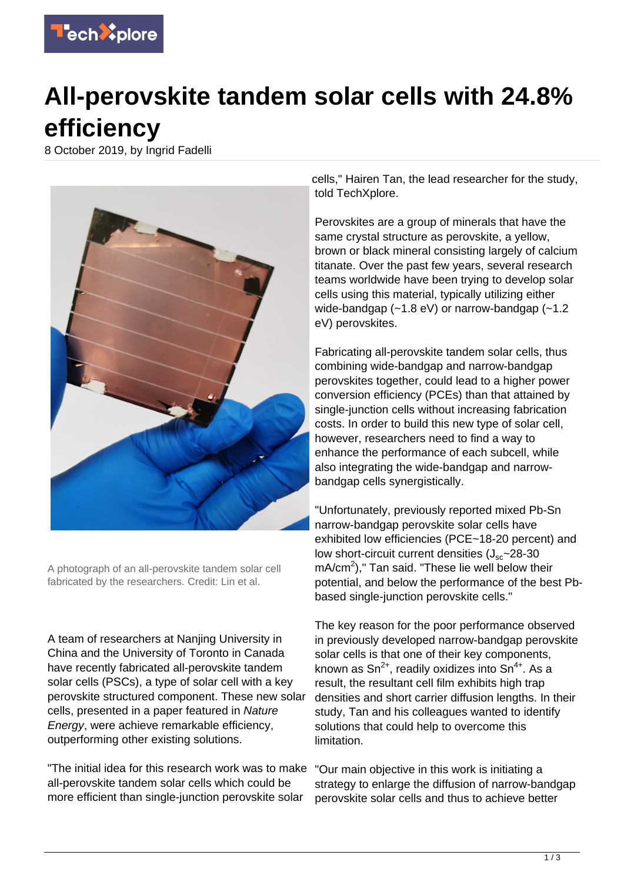# All-perovskite tandem solar cells with 24.8% efficiency

8 October 2019, by Ingrid Fadelli

A photograph of an all-perovskite tandem solar cell fabricated by the researchers. Credit: Lin et al.

A team of researchers at Nanjing University in China and the University of Toronto in Canada have recently fabricated all-perovskite tandem solar cells (PSCs), a type of solar cell with a key perovskite structured component. These new solar cells, presented in a paper featured in *Nature Energy*, were achieve remarkable efficiency, outperforming other existing solutions.

"The initial idea for this research work was to make all-perovskite tandem solar cells which could be more efficient than single-junction perovskite solar cells," Hairen Tan, the lead researcher for the study, told TechXplore.

Perovskites are a group of minerals that have the same crystal structure as perovskite, a yellow, brown or black mineral consisting largely of calcium titanate. Over the past few years, several research teams worldwide have been trying to develop solar cells using this material, typically utilizing either wide-bandgap (~1.8 eV) or narrow-bandgap (~1.2 eV) perovskites.

Fabricating all-perovskite tandem solar cells, thus combining wide-bandgap and narrow-bandgap perovskites together, could lead to a higher power conversion efficiency (PCEs) than that attained by single-junction cells without increasing fabrication costs. In order to build this new type of solar cell, however, researchers need to find a way to enhance the performance of each subcell, while also integrating the wide-bandgap and narrow-bandgap cells synergistically.

"Unfortunately, previously reported mixed Pb-Sn narrow-bandgap perovskite solar cells have exhibited low efficiencies (PCE~18-20 percent) and low short-circuit current densities ($J_{sc}$~28-30 $mA/cm^2$)," Tan said. "These lie well below their potential, and below the performance of the best Pb-based single-junction perovskite cells."

The key reason for the poor performance observed in previously developed narrow-bandgap perovskite solar cells is that one of their key components, known as $Sn^{2+}$, readily oxidizes into $Sn^{4+}$. As a result, the resultant cell film exhibits high trap densities and short carrier diffusion lengths. In their study, Tan and his colleagues wanted to identify solutions that could help to overcome this limitation.

"Our main objective in this work is initiating a strategy to enlarge the diffusion of narrow-bandgap perovskite solar cells and thus to achieve better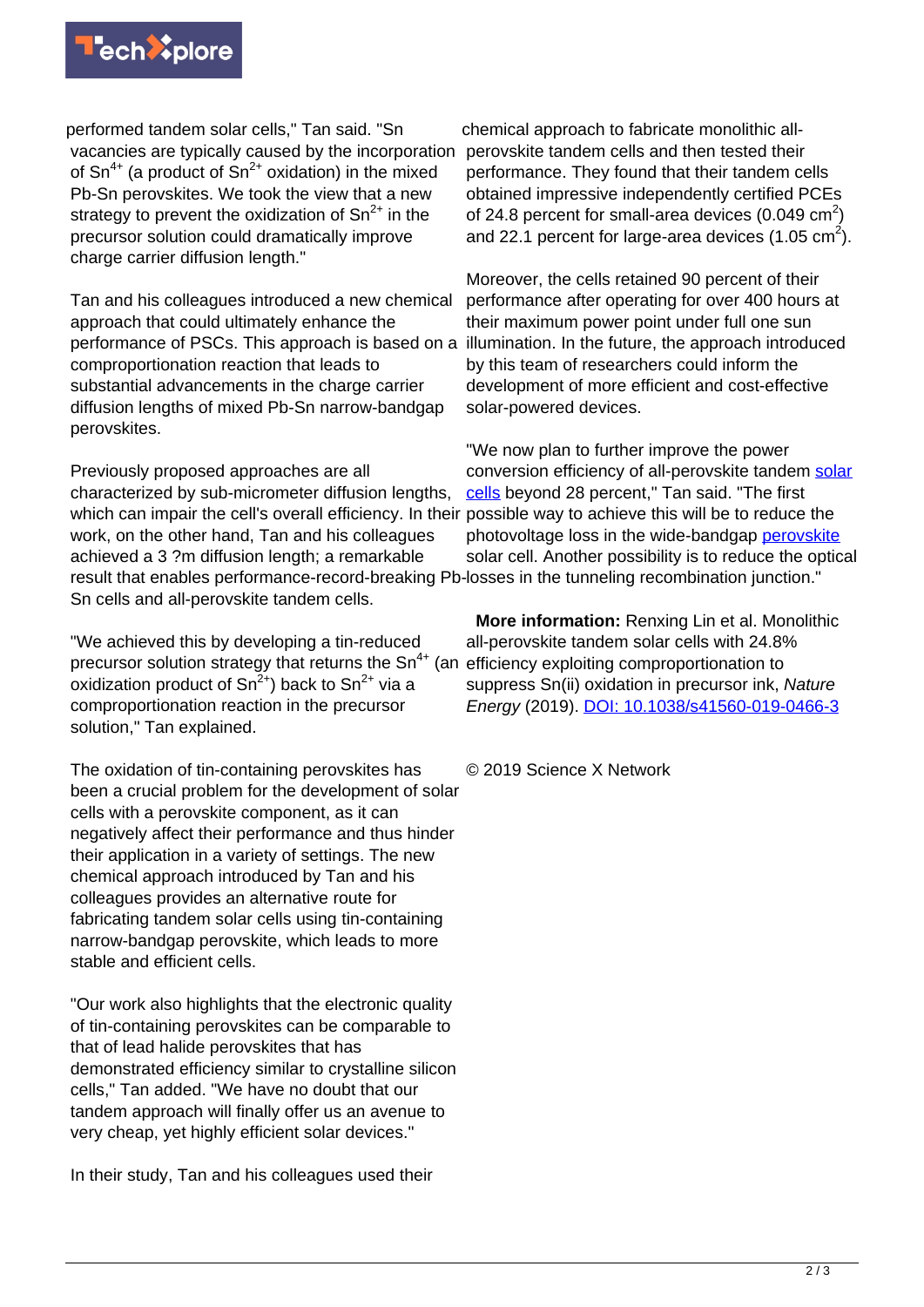performed tandem solar cells," Tan said. "Sn vacancies are typically caused by the incorporation of $Sn^{4+}$ (a product of $Sn^{2+}$ oxidation) in the mixed Pb-Sn perovskites. We took the view that a new strategy to prevent the oxidization of $Sn^{2+}$ in the precursor solution could dramatically improve charge carrier diffusion length."

Tan and his colleagues introduced a new chemical approach that could ultimately enhance the performance of PSCs. This approach is based on a comproportionation reaction that leads to substantial advancements in the charge carrier diffusion lengths of mixed Pb-Sn narrow-bandgap perovskites.

Previously proposed approaches are all characterized by sub-micrometer diffusion lengths, which can impair the cell's overall efficiency. In their work, on the other hand, Tan and his colleagues achieved a 3 ?m diffusion length; a remarkable result that enables performance-record-breaking Pb-Sn cells and all-perovskite tandem cells.

"We achieved this by developing a tin-reduced precursor solution strategy that returns the $Sn^{4+}$ (an oxidization product of $Sn^{2+}$) back to $Sn^{2+}$ via a comproportionation reaction in the precursor solution," Tan explained.

The oxidation of tin-containing perovskites has been a crucial problem for the development of solar cells with a perovskite component, as it can negatively affect their performance and thus hinder their application in a variety of settings. The new chemical approach introduced by Tan and his colleagues provides an alternative route for fabricating tandem solar cells using tin-containing narrow-bandgap perovskite, which leads to more stable and efficient cells.

"Our work also highlights that the electronic quality of tin-containing perovskites can be comparable to that of lead halide perovskites that has demonstrated efficiency similar to crystalline silicon cells," Tan added. "We have no doubt that our tandem approach will finally offer us an avenue to very cheap, yet highly efficient solar devices."

In their study, Tan and his colleagues used their chemical approach to fabricate monolithic all-perovskite tandem cells and then tested their performance. They found that their tandem cells obtained impressive independently certified PCEs of 24.8 percent for small-area devices (0.049 $cm^2$) and 22.1 percent for large-area devices (1.05 $cm^2$).

Moreover, the cells retained 90 percent of their performance after operating for over 400 hours at their maximum power point under full one sun illumination. In the future, the approach introduced by this team of researchers could inform the development of more efficient and cost-effective solar-powered devices.

"We now plan to further improve the power conversion efficiency of all-perovskite tandem solar cells beyond 28 percent," Tan said. "The first possible way to achieve this will be to reduce the photovoltage loss in the wide-bandgap perovskite solar cell. Another possibility is to reduce the optical losses in the tunneling recombination junction."

**More information:** Renxing Lin et al. Monolithic all-perovskite tandem solar cells with 24.8% efficiency exploiting comproportionation to suppress Sn(ii) oxidation in precursor ink, *Nature Energy* (2019). DOI: 10.1038/s41560-019-0466-3

© 2019 Science X Network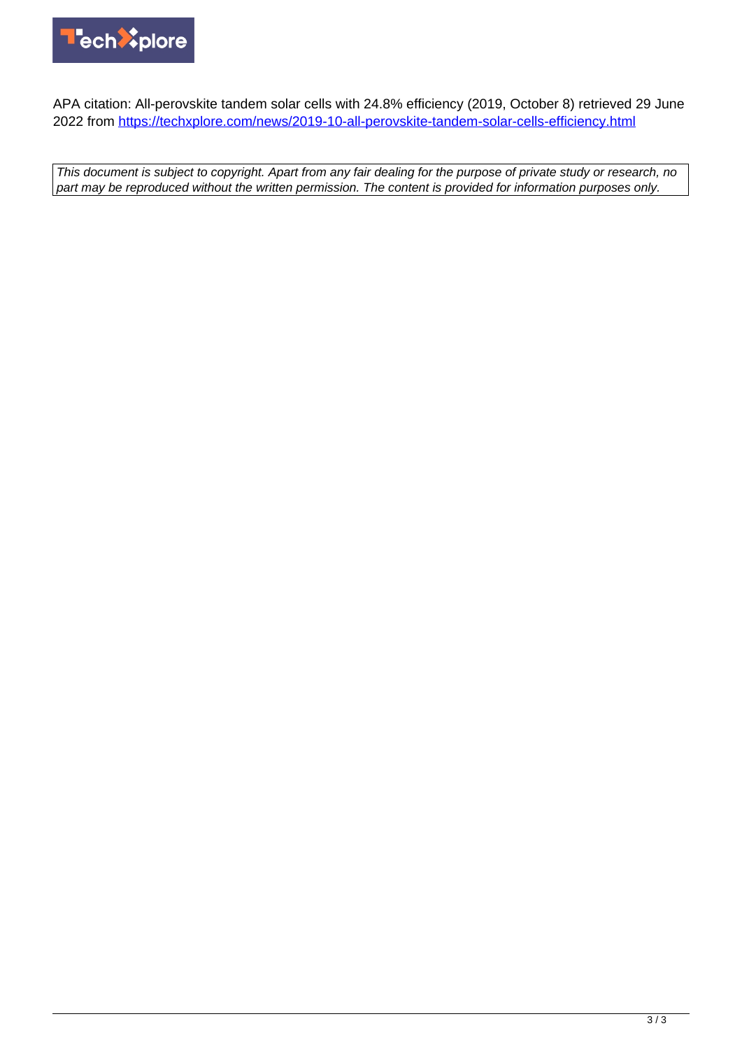APA citation: All-perovskite tandem solar cells with 24.8% efficiency (2019, October 8) retrieved 29 June 2022 from https://techxplore.com/news/2019-10-all-perovskite-tandem-solar-cells-efficiency.html

*This document is subject to copyright. Apart from any fair dealing for the purpose of private study or research, no part may be reproduced without the written permission. The content is provided for information purposes only.*